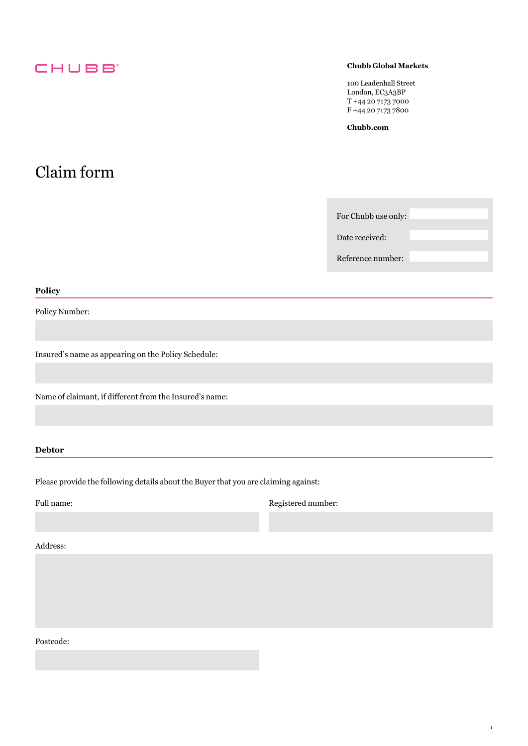CHUBB

**Chubb Global Markets**

100 Leadenhall Street
London, EC3A3BP
T +44 20 7173 7000
F +44 20 7173 7800

**Chubb.com**

# Claim form

For Chubb use only:

Date received:

Reference number:

## Policy

Policy Number:

Insured's name as appearing on the Policy Schedule:

Name of claimant, if different from the Insured's name:

## Debtor

Please provide the following details about the Buyer that you are claiming against:

Full name:

Registered number:

Address:

Postcode: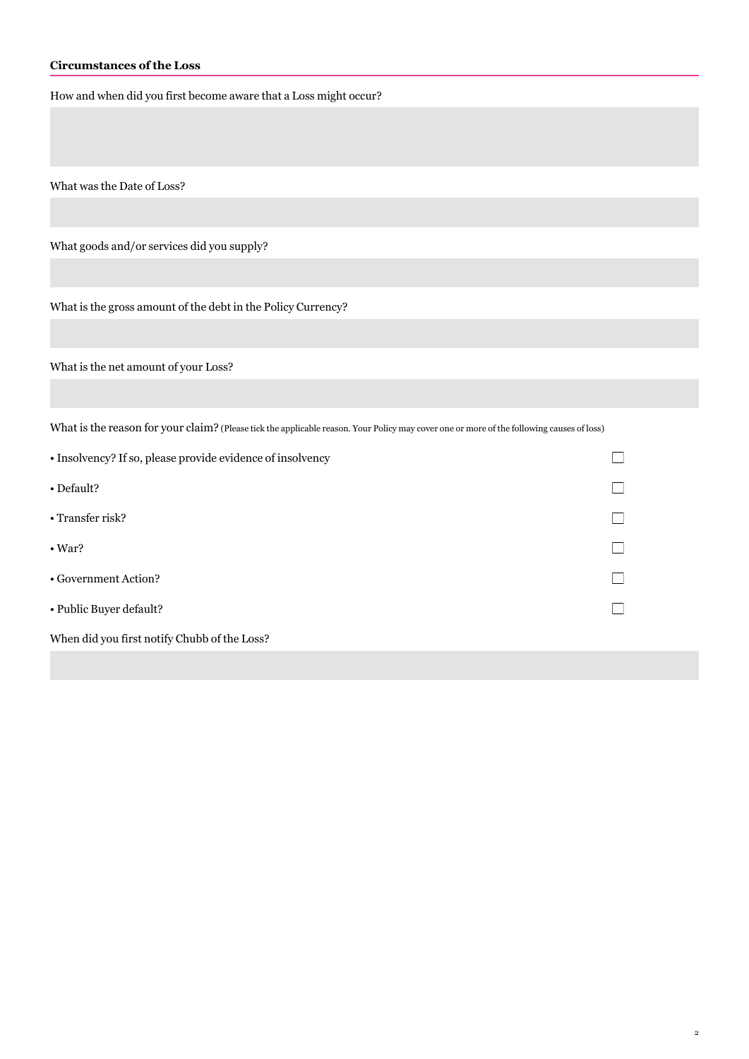### Circumstances of the Loss

How and when did you first become aware that a Loss might occur?

What was the Date of Loss?

What goods and/or services did you supply?

What is the gross amount of the debt in the Policy Currency?

What is the net amount of your Loss?

What is the reason for your claim? (Please tick the applicable reason. Your Policy may cover one or more of the following causes of loss)

- Insolvency? If so, please provide evidence of insolvency ☐
- Default? ☐
- Transfer risk? ☐
- War? ☐
- Government Action? ☐
- Public Buyer default? ☐

When did you first notify Chubb of the Loss?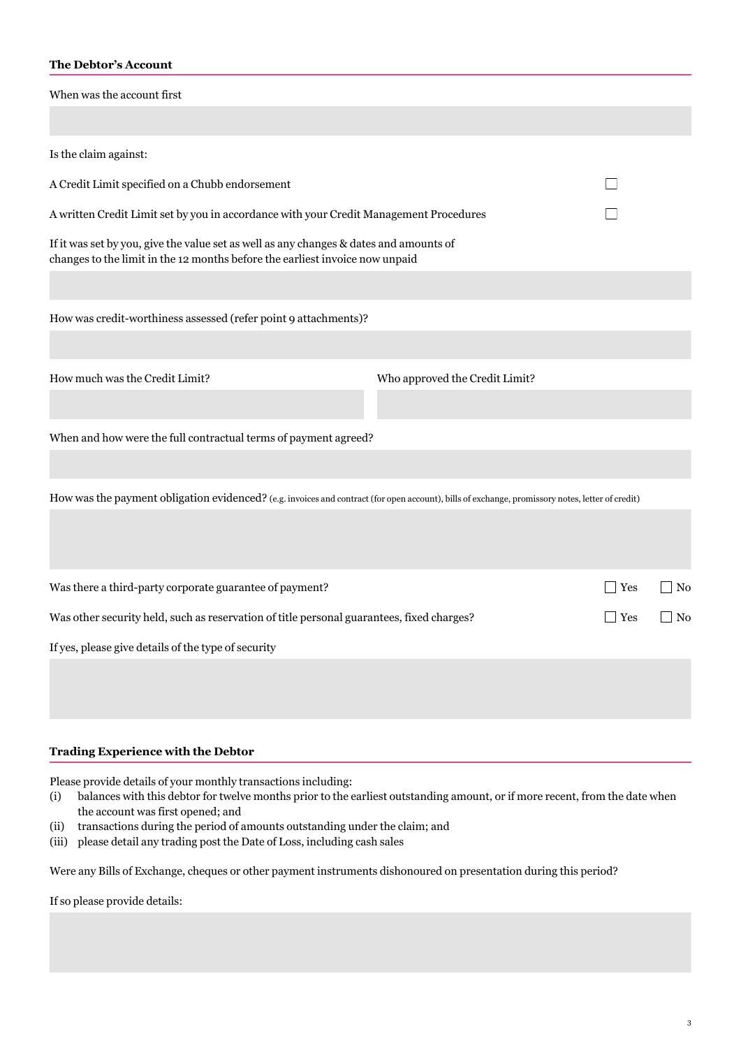### The Debtor's Account

When was the account first

Is the claim against:

A Credit Limit specified on a Chubb endorsement ☐

A written Credit Limit set by you in accordance with your Credit Management Procedures ☐

If it was set by you, give the value set as well as any changes & dates and amounts of changes to the limit in the 12 months before the earliest invoice now unpaid

How was credit-worthiness assessed (refer point 9 attachments)?

How much was the Credit Limit?

Who approved the Credit Limit?

When and how were the full contractual terms of payment agreed?

How was the payment obligation evidenced? (e.g. invoices and contract (for open account), bills of exchange, promissory notes, letter of credit)

Was there a third-party corporate guarantee of payment? ☐ Yes ☐ No

Was other security held, such as reservation of title personal guarantees, fixed charges? ☐ Yes ☐ No

If yes, please give details of the type of security

### Trading Experience with the Debtor

Please provide details of your monthly transactions including:

(i) balances with this debtor for twelve months prior to the earliest outstanding amount, or if more recent, from the date when the account was first opened; and
(ii) transactions during the period of amounts outstanding under the claim; and
(iii) please detail any trading post the Date of Loss, including cash sales

Were any Bills of Exchange, cheques or other payment instruments dishonoured on presentation during this period?

If so please provide details: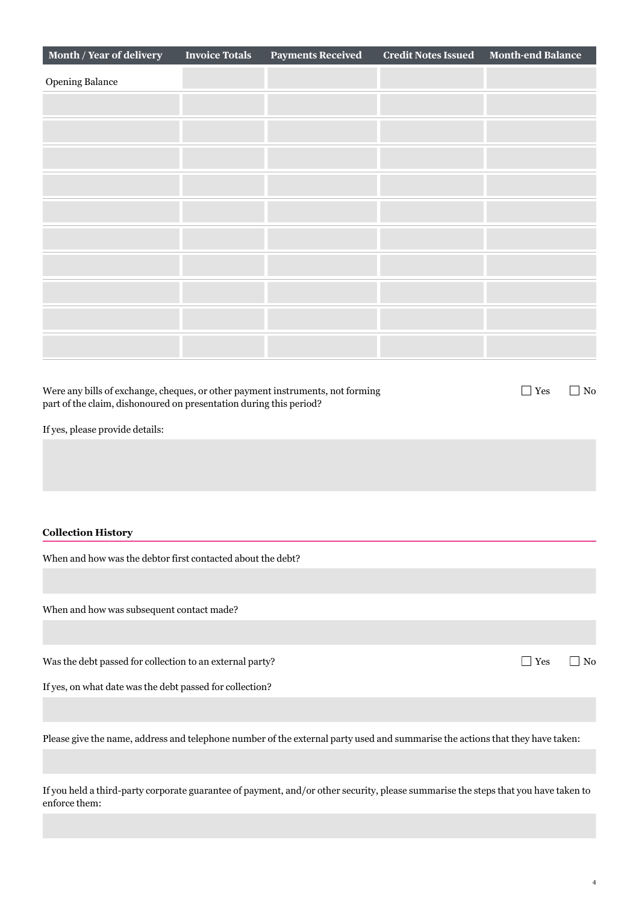| Month / Year of delivery | Invoice Totals | Payments Received | Credit Notes Issued | Month-end Balance |
|---|---|---|---|---|
| Opening Balance | | | | |
| | | | | |
| | | | | |
| | | | | |
| | | | | |
| | | | | |
| | | | | |
| | | | | |
| | | | | |
| | | | | |
| | | | | |

Were any bills of exchange, cheques, or other payment instruments, not forming part of the claim, dishonoured on presentation during this period? ☐ Yes ☐ No

If yes, please provide details:

**Collection History**

When and how was the debtor first contacted about the debt?

When and how was subsequent contact made?

Was the debt passed for collection to an external party? ☐ Yes ☐ No

If yes, on what date was the debt passed for collection?

Please give the name, address and telephone number of the external party used and summarise the actions that they have taken:

If you held a third-party corporate guarantee of payment, and/or other security, please summarise the steps that you have taken to enforce them: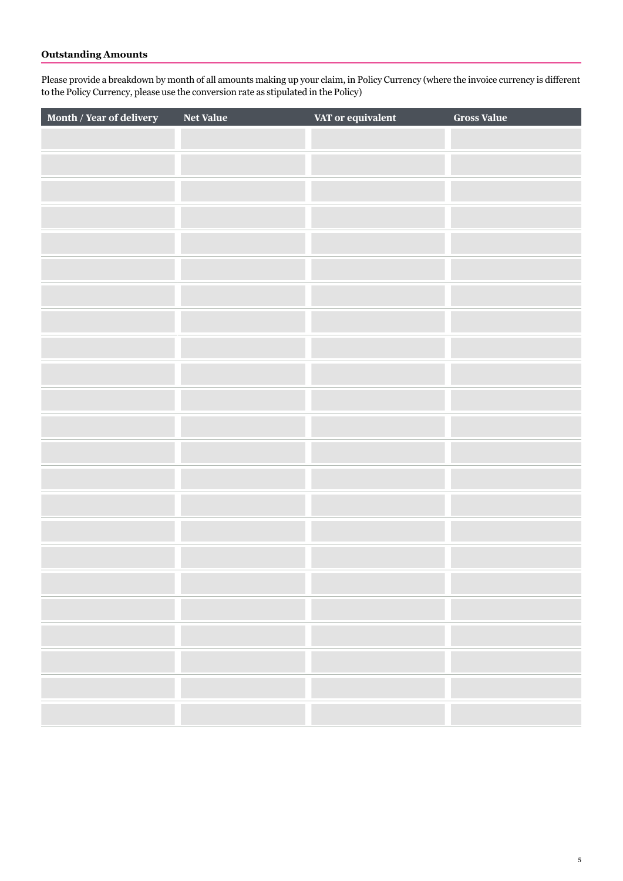**Outstanding Amounts**

Please provide a breakdown by month of all amounts making up your claim, in Policy Currency (where the invoice currency is different to the Policy Currency, please use the conversion rate as stipulated in the Policy)

| Month / Year of delivery | Net Value | VAT or equivalent | Gross Value |
| --- | --- | --- | --- |
| | | | |
| | | | |
| | | | |
| | | | |
| | | | |
| | | | |
| | | | |
| | | | |
| | | | |
| | | | |
| | | | |
| | | | |
| | | | |
| | | | |
| | | | |
| | | | |
| | | | |
| | | | |
| | | | |
| | | | |
| | | | |
| | | | |
| | | | |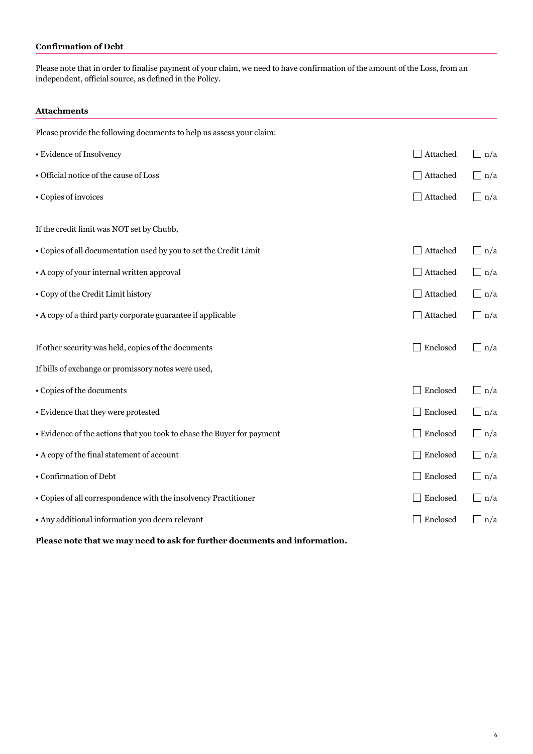### Confirmation of Debt

Please note that in order to finalise payment of your claim, we need to have confirmation of the amount of the Loss, from an independent, official source, as defined in the Policy.

### Attachments

Please provide the following documents to help us assess your claim:

| | | |
|---|---|---|
| • Evidence of Insolvency | ☐ Attached | ☐ n/a |
| • Official notice of the cause of Loss | ☐ Attached | ☐ n/a |
| • Copies of invoices | ☐ Attached | ☐ n/a |

If the credit limit was NOT set by Chubb,

| | | |
|---|---|---|
| • Copies of all documentation used by you to set the Credit Limit | ☐ Attached | ☐ n/a |
| • A copy of your internal written approval | ☐ Attached | ☐ n/a |
| • Copy of the Credit Limit history | ☐ Attached | ☐ n/a |
| • A copy of a third party corporate guarantee if applicable | ☐ Attached | ☐ n/a |

| | | |
|---|---|---|
| If other security was held, copies of the documents | ☐ Enclosed | ☐ n/a |

If bills of exchange or promissory notes were used,

| | | |
|---|---|---|
| • Copies of the documents | ☐ Enclosed | ☐ n/a |
| • Evidence that they were protested | ☐ Enclosed | ☐ n/a |
| • Evidence of the actions that you took to chase the Buyer for payment | ☐ Enclosed | ☐ n/a |
| • A copy of the final statement of account | ☐ Enclosed | ☐ n/a |
| • Confirmation of Debt | ☐ Enclosed | ☐ n/a |
| • Copies of all correspondence with the insolvency Practitioner | ☐ Enclosed | ☐ n/a |
| • Any additional information you deem relevant | ☐ Enclosed | ☐ n/a |

**Please note that we may need to ask for further documents and information.**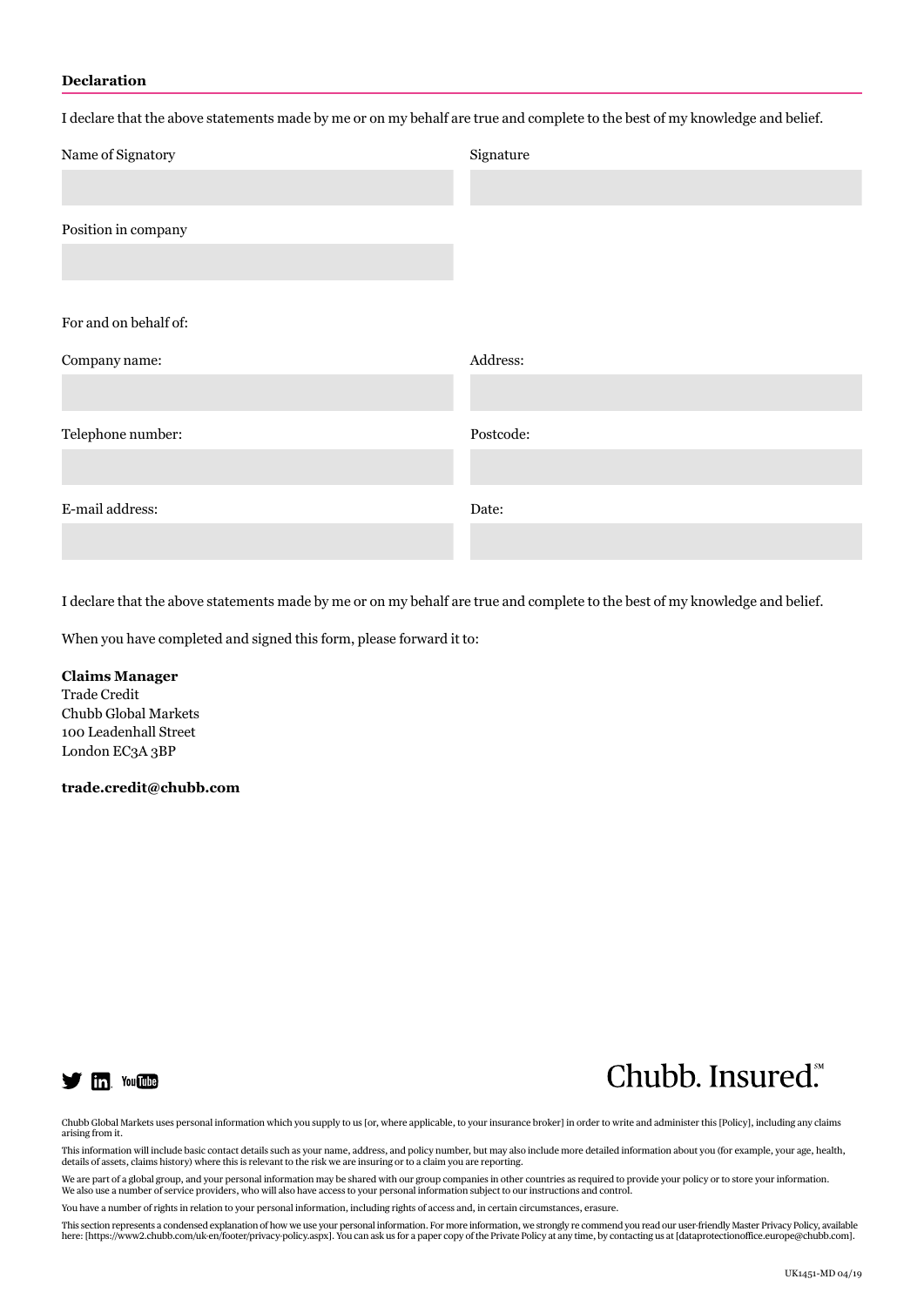**Declaration**

I declare that the above statements made by me or on my behalf are true and complete to the best of my knowledge and belief.

| | |
|---|---|
| Name of Signatory | Signature |
| | |
| Position in company | |
| | |

For and on behalf of:

| | |
|---|---|
| Company name: | Address: |
| | |
| Telephone number: | Postcode: |
| | |
| E-mail address: | Date: |
| | |

I declare that the above statements made by me or on my behalf are true and complete to the best of my knowledge and belief.

When you have completed and signed this form, please forward it to:

**Claims Manager**
Trade Credit
Chubb Global Markets
100 Leadenhall Street
London EC3A 3BP

**trade.credit@chubb.com**

Chubb. Insured.℠

Chubb Global Markets uses personal information which you supply to us [or, where applicable, to your insurance broker] in order to write and administer this [Policy], including any claims arising from it.

This information will include basic contact details such as your name, address, and policy number, but may also include more detailed information about you (for example, your age, health, details of assets, claims history) where this is relevant to the risk we are insuring or to a claim you are reporting.

We are part of a global group, and your personal information may be shared with our group companies in other countries as required to provide your policy or to store your information. We also use a number of service providers, who will also have access to your personal information subject to our instructions and control.

You have a number of rights in relation to your personal information, including rights of access and, in certain circumstances, erasure.

This section represents a condensed explanation of how we use your personal information. For more information, we strongly re commend you read our user-friendly Master Privacy Policy, available here: [https://www2.chubb.com/uk-en/footer/privacy-policy.aspx]. You can ask us for a paper copy of the Private Policy at any time, by contacting us at [dataprotectionoffice.europe@chubb.com].

UK1451-MD 04/19